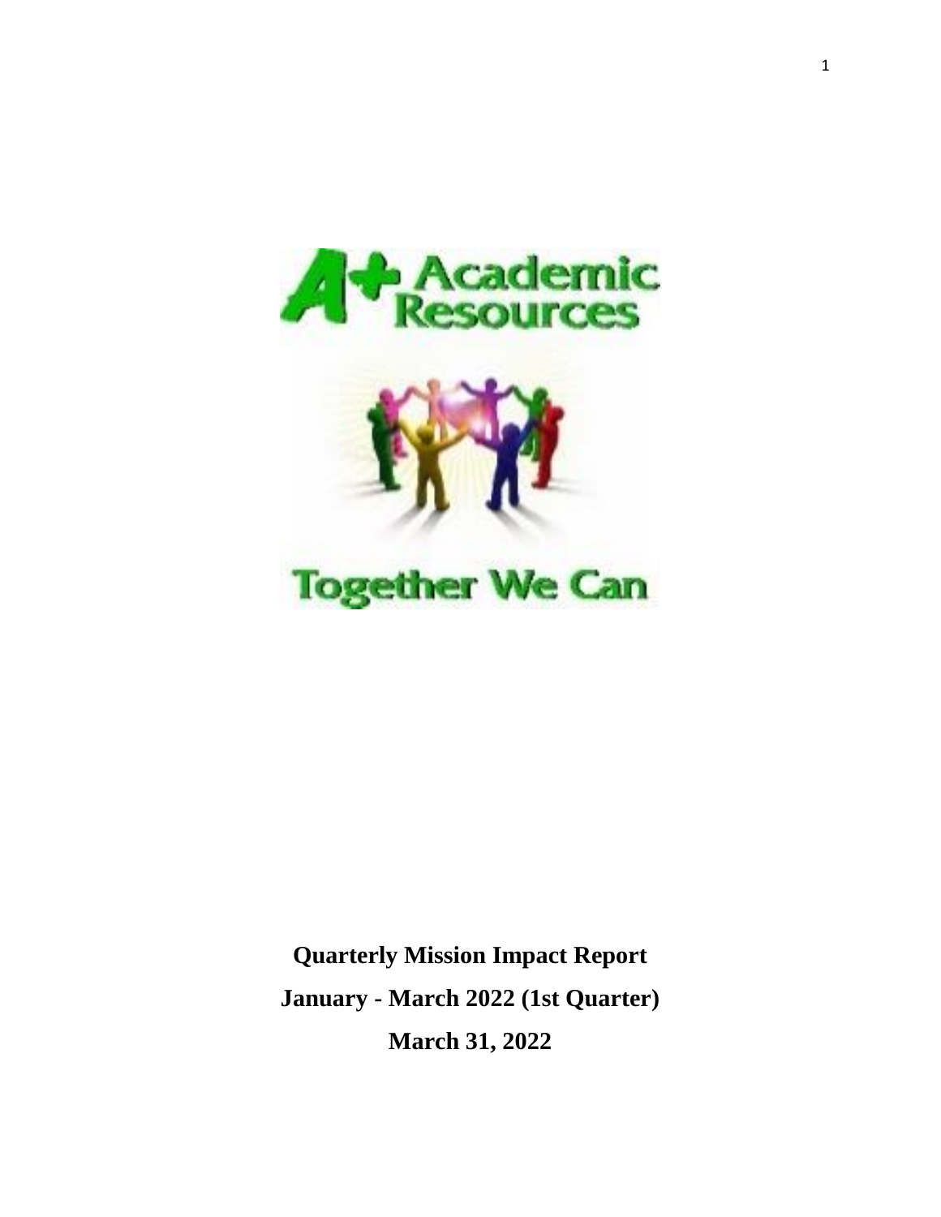A+ Academic Resources

Together We Can

**Quarterly Mission Impact Report**

**January - March 2022 (1st Quarter)**

**March 31, 2022**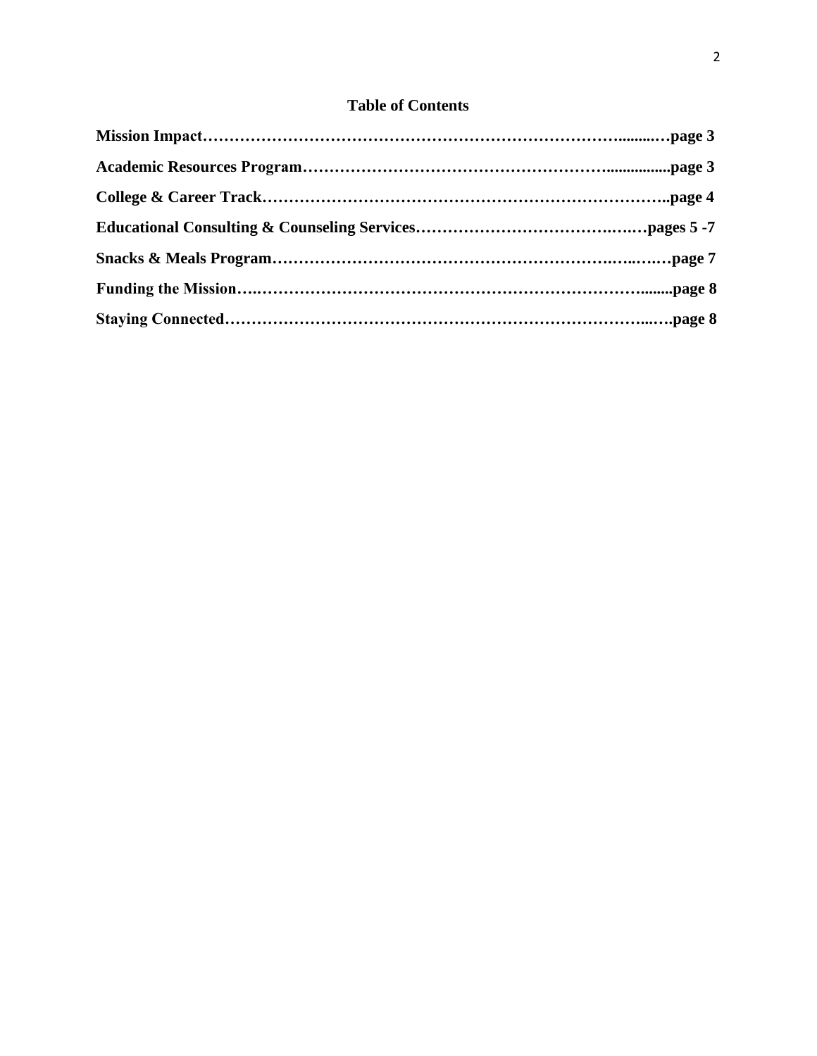## Table of Contents

**Mission Impact……………………………………………………………………..........…page 3**

**Academic Resources Program…………………………………………………................page 3**

**College & Career Track………………………………………………………………..page 4**

**Educational Consulting & Counseling Services…………………………….….…pages 5 -7**

**Snacks & Meals Program……………………………………………………….…..….…page 7**

**Funding the Mission….……………………………………………………………........page 8**

**Staying Connected……………………………………………………………...….page 8**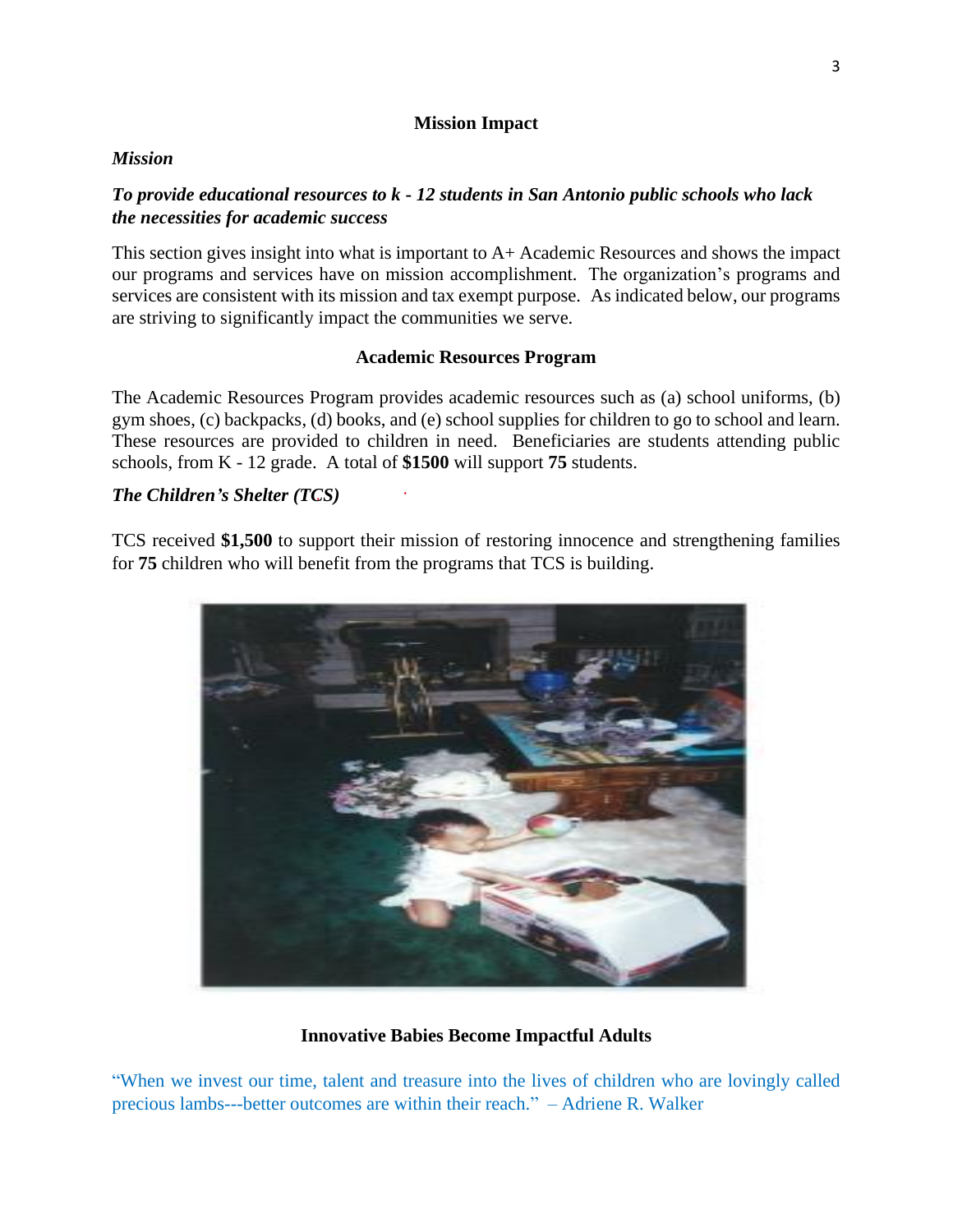## Mission Impact

***Mission***

***To provide educational resources to k - 12 students in San Antonio public schools who lack the necessities for academic success***

This section gives insight into what is important to A+ Academic Resources and shows the impact our programs and services have on mission accomplishment. The organization's programs and services are consistent with its mission and tax exempt purpose. As indicated below, our programs are striving to significantly impact the communities we serve.

### Academic Resources Program

The Academic Resources Program provides academic resources such as (a) school uniforms, (b) gym shoes, (c) backpacks, (d) books, and (e) school supplies for children to go to school and learn. These resources are provided to children in need. Beneficiaries are students attending public schools, from K - 12 grade. A total of **$1500** will support **75** students.

***The Children's Shelter (TCS)***

TCS received **$1,500** to support their mission of restoring innocence and strengthening families for **75** children who will benefit from the programs that TCS is building.

**Innovative Babies Become Impactful Adults**

"When we invest our time, talent and treasure into the lives of children who are lovingly called precious lambs---better outcomes are within their reach." – Adriene R. Walker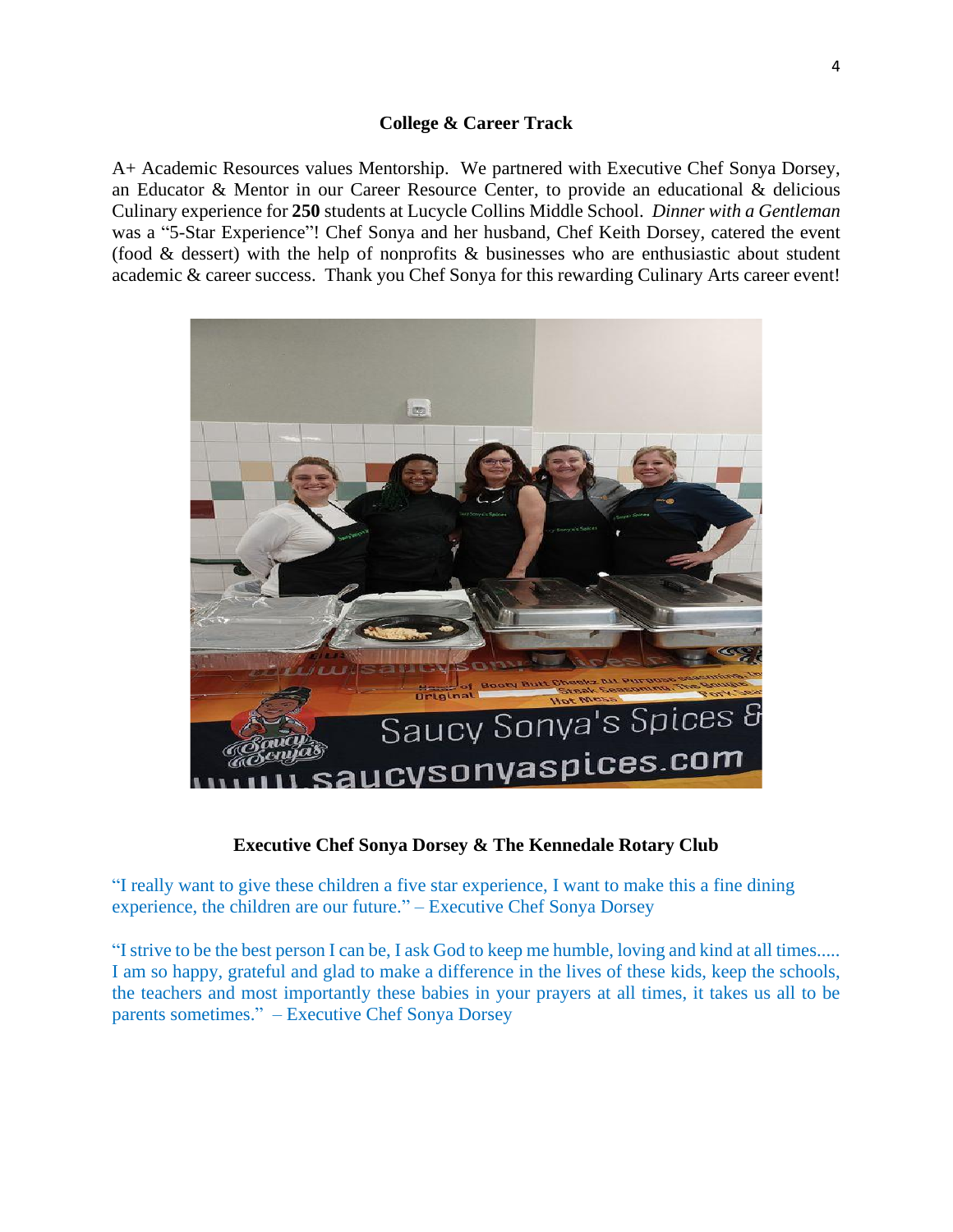## College & Career Track

A+ Academic Resources values Mentorship. We partnered with Executive Chef Sonya Dorsey, an Educator & Mentor in our Career Resource Center, to provide an educational & delicious Culinary experience for **250** students at Lucycle Collins Middle School. *Dinner with a Gentleman* was a "5-Star Experience"! Chef Sonya and her husband, Chef Keith Dorsey, catered the event (food & dessert) with the help of nonprofits & businesses who are enthusiastic about student academic & career success. Thank you Chef Sonya for this rewarding Culinary Arts career event!

**Executive Chef Sonya Dorsey & The Kennedale Rotary Club**

"I really want to give these children a five star experience, I want to make this a fine dining experience, the children are our future." – Executive Chef Sonya Dorsey

"I strive to be the best person I can be, I ask God to keep me humble, loving and kind at all times..... I am so happy, grateful and glad to make a difference in the lives of these kids, keep the schools, the teachers and most importantly these babies in your prayers at all times, it takes us all to be parents sometimes." – Executive Chef Sonya Dorsey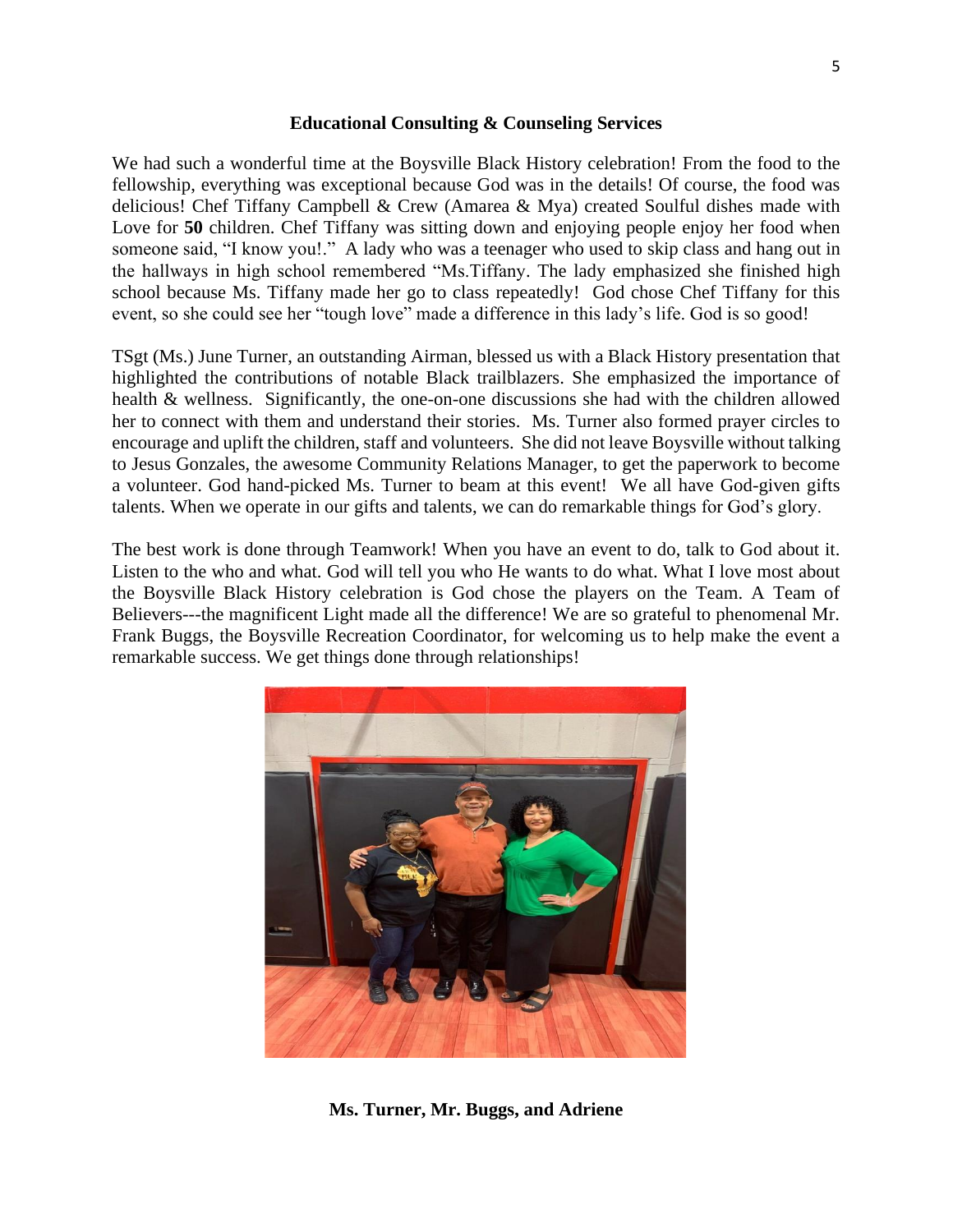**Educational Consulting & Counseling Services**

We had such a wonderful time at the Boysville Black History celebration! From the food to the fellowship, everything was exceptional because God was in the details! Of course, the food was delicious! Chef Tiffany Campbell & Crew (Amarea & Mya) created Soulful dishes made with Love for **50** children. Chef Tiffany was sitting down and enjoying people enjoy her food when someone said, "I know you!." A lady who was a teenager who used to skip class and hang out in the hallways in high school remembered "Ms.Tiffany. The lady emphasized she finished high school because Ms. Tiffany made her go to class repeatedly! God chose Chef Tiffany for this event, so she could see her "tough love" made a difference in this lady's life. God is so good!

TSgt (Ms.) June Turner, an outstanding Airman, blessed us with a Black History presentation that highlighted the contributions of notable Black trailblazers. She emphasized the importance of health & wellness. Significantly, the one-on-one discussions she had with the children allowed her to connect with them and understand their stories. Ms. Turner also formed prayer circles to encourage and uplift the children, staff and volunteers. She did not leave Boysville without talking to Jesus Gonzales, the awesome Community Relations Manager, to get the paperwork to become a volunteer. God hand-picked Ms. Turner to beam at this event! We all have God-given gifts talents. When we operate in our gifts and talents, we can do remarkable things for God's glory.

The best work is done through Teamwork! When you have an event to do, talk to God about it. Listen to the who and what. God will tell you who He wants to do what. What I love most about the Boysville Black History celebration is God chose the players on the Team. A Team of Believers---the magnificent Light made all the difference! We are so grateful to phenomenal Mr. Frank Buggs, the Boysville Recreation Coordinator, for welcoming us to help make the event a remarkable success. We get things done through relationships!

**Ms. Turner, Mr. Buggs, and Adriene**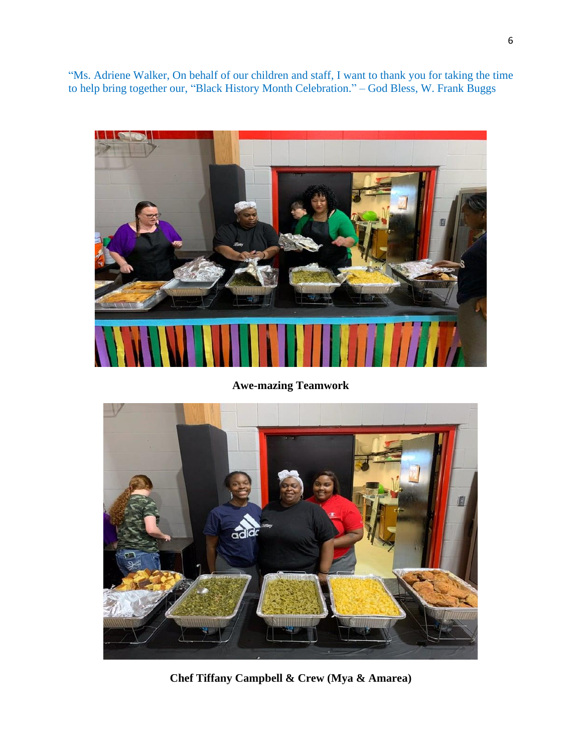"Ms. Adriene Walker, On behalf of our children and staff, I want to thank you for taking the time to help bring together our, "Black History Month Celebration." – God Bless, W. Frank Buggs

**Awe-mazing Teamwork**

**Chef Tiffany Campbell & Crew (Mya & Amarea)**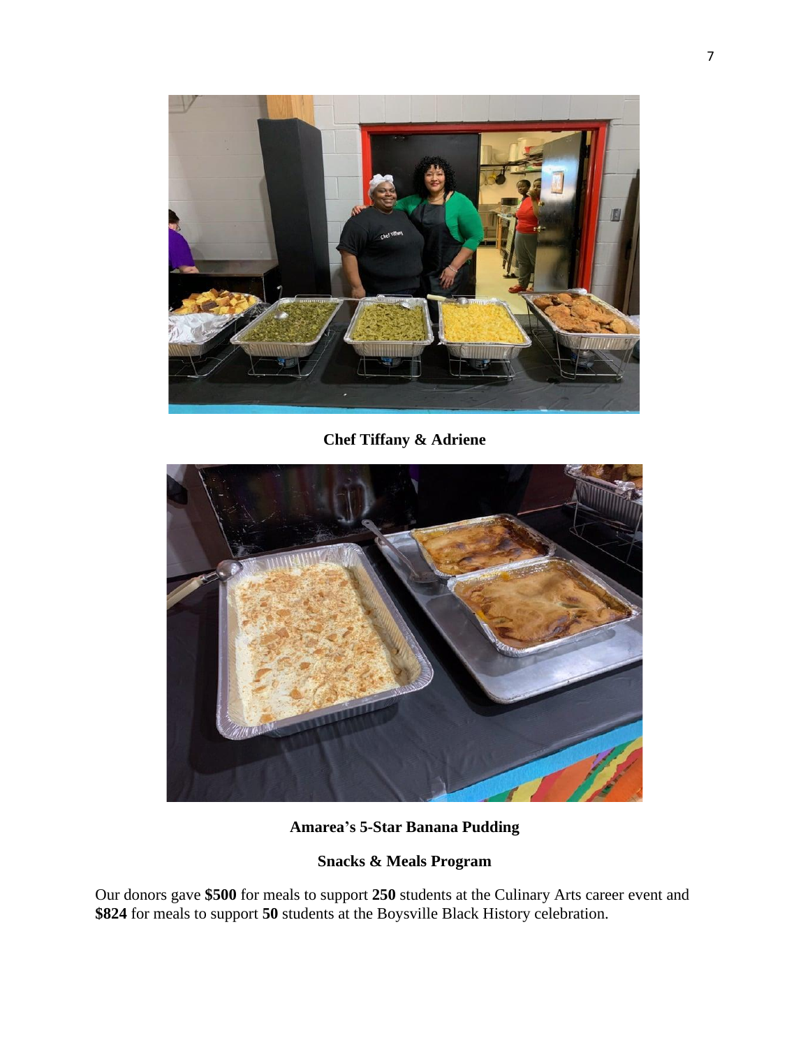**Chef Tiffany & Adriene**

**Amarea's 5-Star Banana Pudding**

**Snacks & Meals Program**

Our donors gave **$500** for meals to support **250** students at the Culinary Arts career event and **$824** for meals to support **50** students at the Boysville Black History celebration.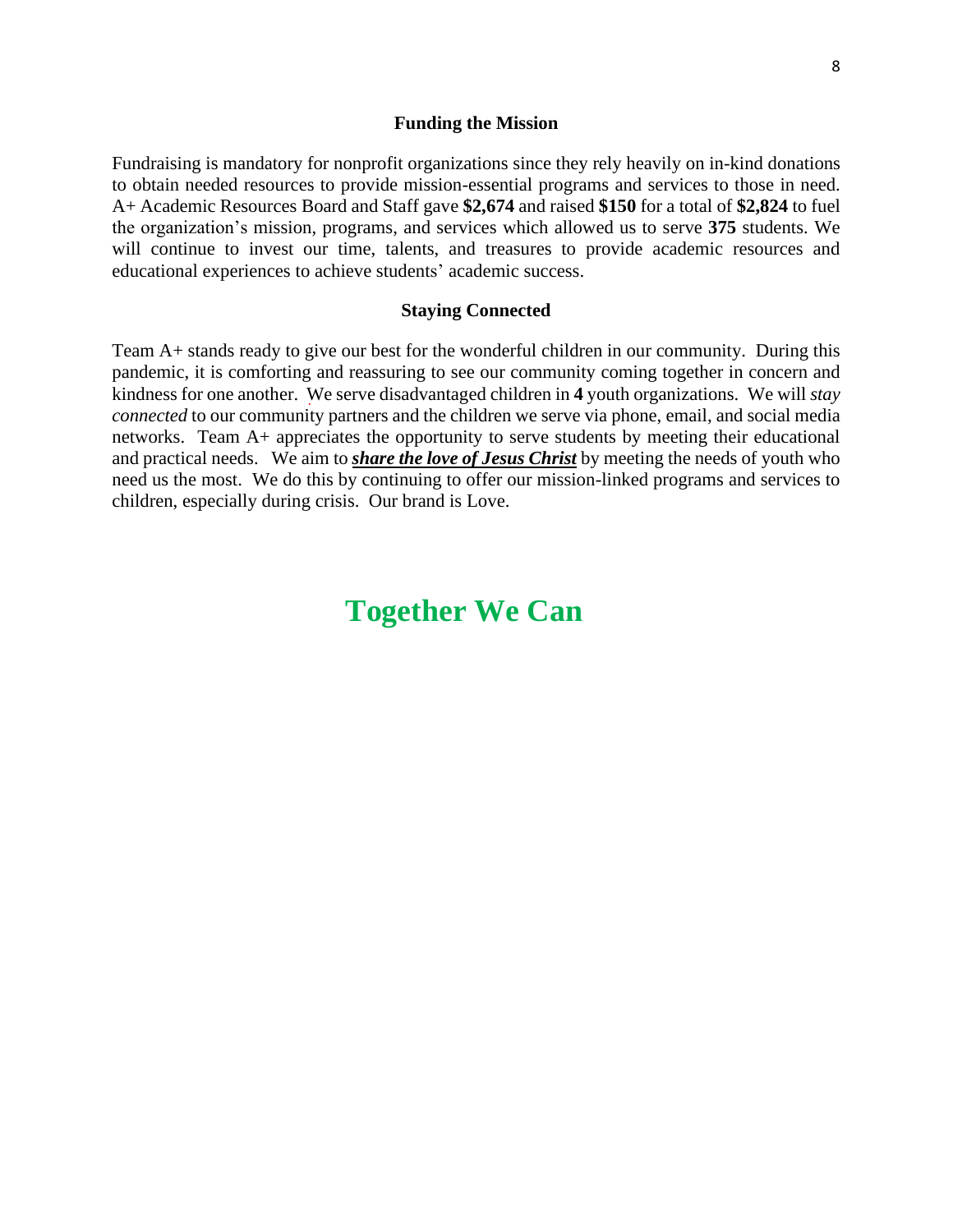## Funding the Mission

Fundraising is mandatory for nonprofit organizations since they rely heavily on in-kind donations to obtain needed resources to provide mission-essential programs and services to those in need. A+ Academic Resources Board and Staff gave **$2,674** and raised **$150** for a total of **$2,824** to fuel the organization's mission, programs, and services which allowed us to serve **375** students. We will continue to invest our time, talents, and treasures to provide academic resources and educational experiences to achieve students' academic success.

## Staying Connected

Team A+ stands ready to give our best for the wonderful children in our community. During this pandemic, it is comforting and reassuring to see our community coming together in concern and kindness for one another. We serve disadvantaged children in **4** youth organizations. We will *stay connected* to our community partners and the children we serve via phone, email, and social media networks. Team A+ appreciates the opportunity to serve students by meeting their educational and practical needs. We aim to ***share the love of Jesus Christ*** by meeting the needs of youth who need us the most. We do this by continuing to offer our mission-linked programs and services to children, especially during crisis. Our brand is Love.

# Together We Can